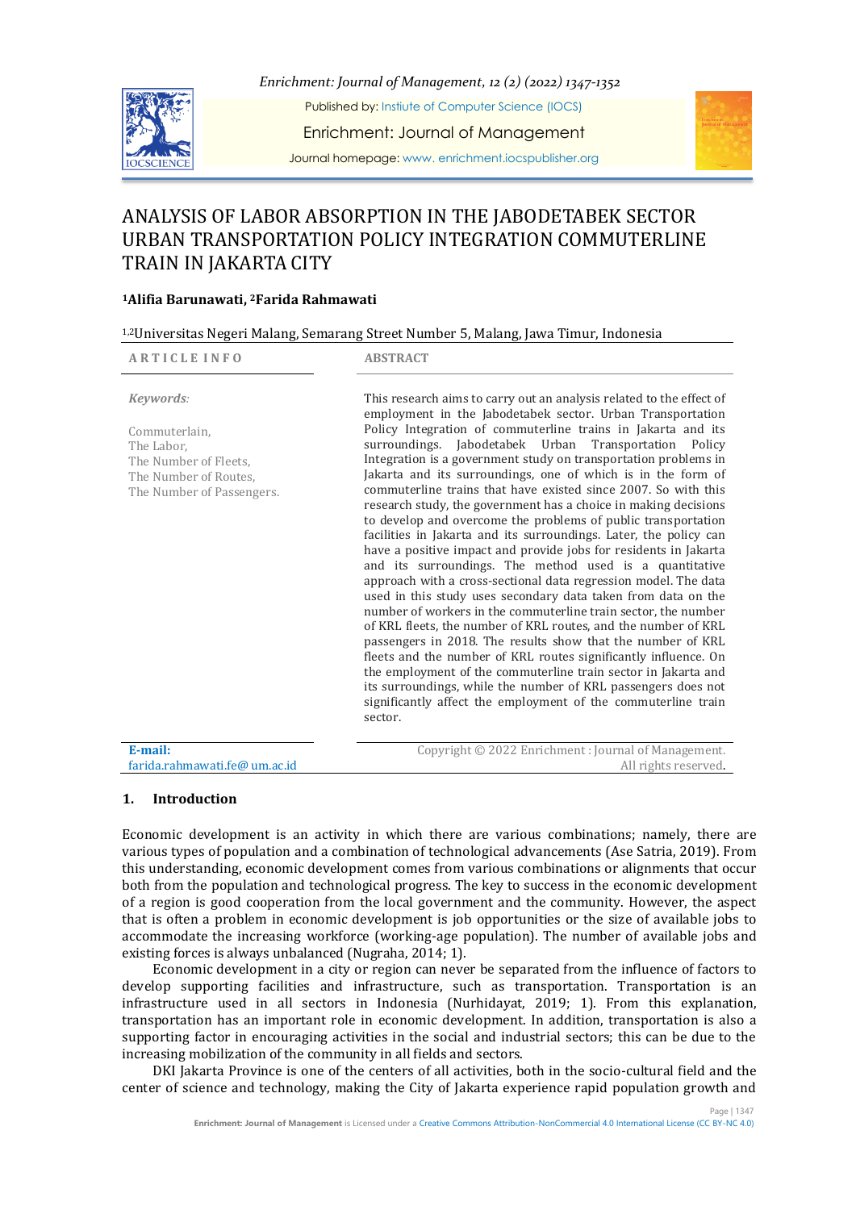# ANALYSIS OF LABOR ABSORPTION IN THE JABODETABEK SECTOR URBAN TRANSPORTATION POLICY INTEGRATION COMMUTERLINE TRAIN IN JAKARTA CITY

**[1]Alifia Barunawati, [2]Farida Rahmawati**

[1,2]Universitas Negeri Malang, Semarang Street Number 5, Malang, Jawa Timur, Indonesia

**ARTICLE INFO**

*Keywords:*

Commuterlain,
The Labor,
The Number of Fleets,
The Number of Routes,
The Number of Passengers.

**E-mail:**
farida.rahmawati.fe@ um.ac.id

**ABSTRACT**

This research aims to carry out an analysis related to the effect of employment in the Jabodetabek sector. Urban Transportation Policy Integration of commuterline trains in Jakarta and its surroundings. Jabodetabek Urban Transportation Policy Integration is a government study on transportation problems in Jakarta and its surroundings, one of which is in the form of commuterline trains that have existed since 2007. So with this research study, the government has a choice in making decisions to develop and overcome the problems of public transportation facilities in Jakarta and its surroundings. Later, the policy can have a positive impact and provide jobs for residents in Jakarta and its surroundings. The method used is a quantitative approach with a cross-sectional data regression model. The data used in this study uses secondary data taken from data on the number of workers in the commuterline train sector, the number of KRL fleets, the number of KRL routes, and the number of KRL passengers in 2018. The results show that the number of KRL fleets and the number of KRL routes significantly influence. On the employment of the commuterline train sector in Jakarta and its surroundings, while the number of KRL passengers does not significantly affect the employment of the commuterline train sector.

Copyright © 2022 Enrichment : Journal of Management. All rights reserved.

## 1. Introduction

Economic development is an activity in which there are various combinations; namely, there are various types of population and a combination of technological advancements (Ase Satria, 2019). From this understanding, economic development comes from various combinations or alignments that occur both from the population and technological progress. The key to success in the economic development of a region is good cooperation from the local government and the community. However, the aspect that is often a problem in economic development is job opportunities or the size of available jobs to accommodate the increasing workforce (working-age population). The number of available jobs and existing forces is always unbalanced (Nugraha, 2014; 1).

Economic development in a city or region can never be separated from the influence of factors to develop supporting facilities and infrastructure, such as transportation. Transportation is an infrastructure used in all sectors in Indonesia (Nurhidayat, 2019; 1). From this explanation, transportation has an important role in economic development. In addition, transportation is also a supporting factor in encouraging activities in the social and industrial sectors; this can be due to the increasing mobilization of the community in all fields and sectors.

DKI Jakarta Province is one of the centers of all activities, both in the socio-cultural field and the center of science and technology, making the City of Jakarta experience rapid population growth and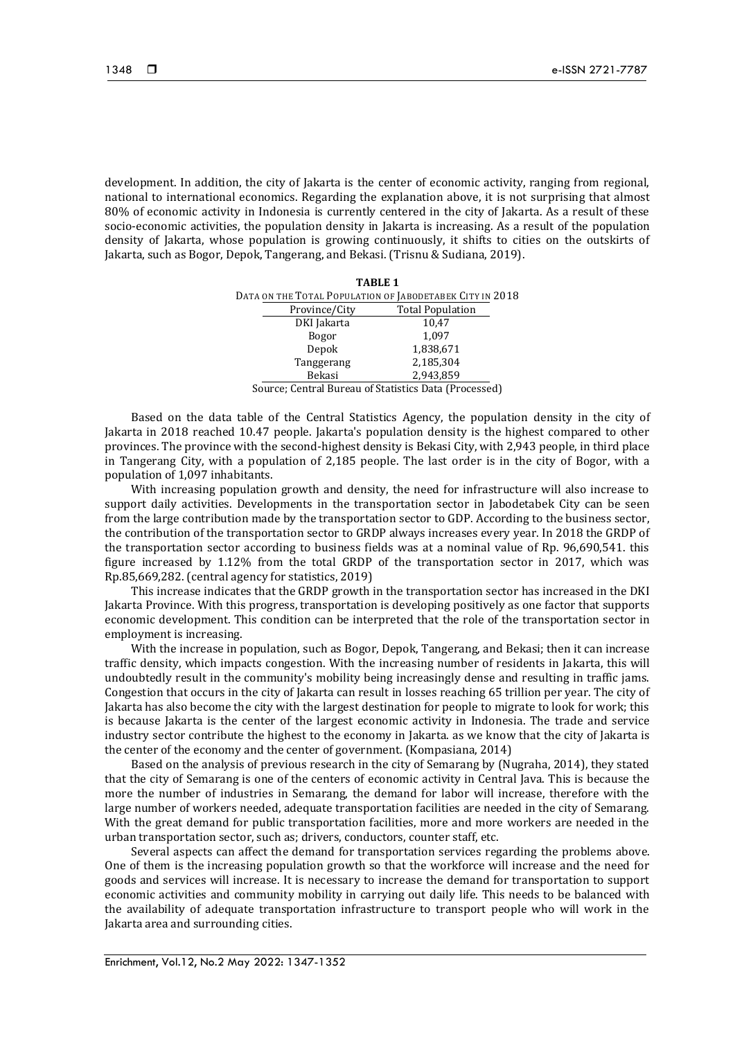development. In addition, the city of Jakarta is the center of economic activity, ranging from regional, national to international economics. Regarding the explanation above, it is not surprising that almost 80% of economic activity in Indonesia is currently centered in the city of Jakarta. As a result of these socio-economic activities, the population density in Jakarta is increasing. As a result of the population density of Jakarta, whose population is growing continuously, it shifts to cities on the outskirts of Jakarta, such as Bogor, Depok, Tangerang, and Bekasi. (Trisnu & Sudiana, 2019).

**TABLE 1**

DATA ON THE TOTAL POPULATION OF JABODETABEK CITY IN 2018

| Province/City | Total Population |
|---|---|
| DKI Jakarta | 10,47 |
| Bogor | 1,097 |
| Depok | 1,838,671 |
| Tanggerang | 2,185,304 |
| Bekasi | 2,943,859 |

Source; Central Bureau of Statistics Data (Processed)

Based on the data table of the Central Statistics Agency, the population density in the city of Jakarta in 2018 reached 10.47 people. Jakarta's population density is the highest compared to other provinces. The province with the second-highest density is Bekasi City, with 2,943 people, in third place in Tangerang City, with a population of 2,185 people. The last order is in the city of Bogor, with a population of 1,097 inhabitants.

With increasing population growth and density, the need for infrastructure will also increase to support daily activities. Developments in the transportation sector in Jabodetabek City can be seen from the large contribution made by the transportation sector to GDP. According to the business sector, the contribution of the transportation sector to GRDP always increases every year. In 2018 the GRDP of the transportation sector according to business fields was at a nominal value of Rp. 96,690,541. this figure increased by 1.12% from the total GRDP of the transportation sector in 2017, which was Rp.85,669,282. (central agency for statistics, 2019)

This increase indicates that the GRDP growth in the transportation sector has increased in the DKI Jakarta Province. With this progress, transportation is developing positively as one factor that supports economic development. This condition can be interpreted that the role of the transportation sector in employment is increasing.

With the increase in population, such as Bogor, Depok, Tangerang, and Bekasi; then it can increase traffic density, which impacts congestion. With the increasing number of residents in Jakarta, this will undoubtedly result in the community's mobility being increasingly dense and resulting in traffic jams. Congestion that occurs in the city of Jakarta can result in losses reaching 65 trillion per year. The city of Jakarta has also become the city with the largest destination for people to migrate to look for work; this is because Jakarta is the center of the largest economic activity in Indonesia. The trade and service industry sector contribute the highest to the economy in Jakarta. as we know that the city of Jakarta is the center of the economy and the center of government. (Kompasiana, 2014)

Based on the analysis of previous research in the city of Semarang by (Nugraha, 2014), they stated that the city of Semarang is one of the centers of economic activity in Central Java. This is because the more the number of industries in Semarang, the demand for labor will increase, therefore with the large number of workers needed, adequate transportation facilities are needed in the city of Semarang. With the great demand for public transportation facilities, more and more workers are needed in the urban transportation sector, such as; drivers, conductors, counter staff, etc.

Several aspects can affect the demand for transportation services regarding the problems above. One of them is the increasing population growth so that the workforce will increase and the need for goods and services will increase. It is necessary to increase the demand for transportation to support economic activities and community mobility in carrying out daily life. This needs to be balanced with the availability of adequate transportation infrastructure to transport people who will work in the Jakarta area and surrounding cities.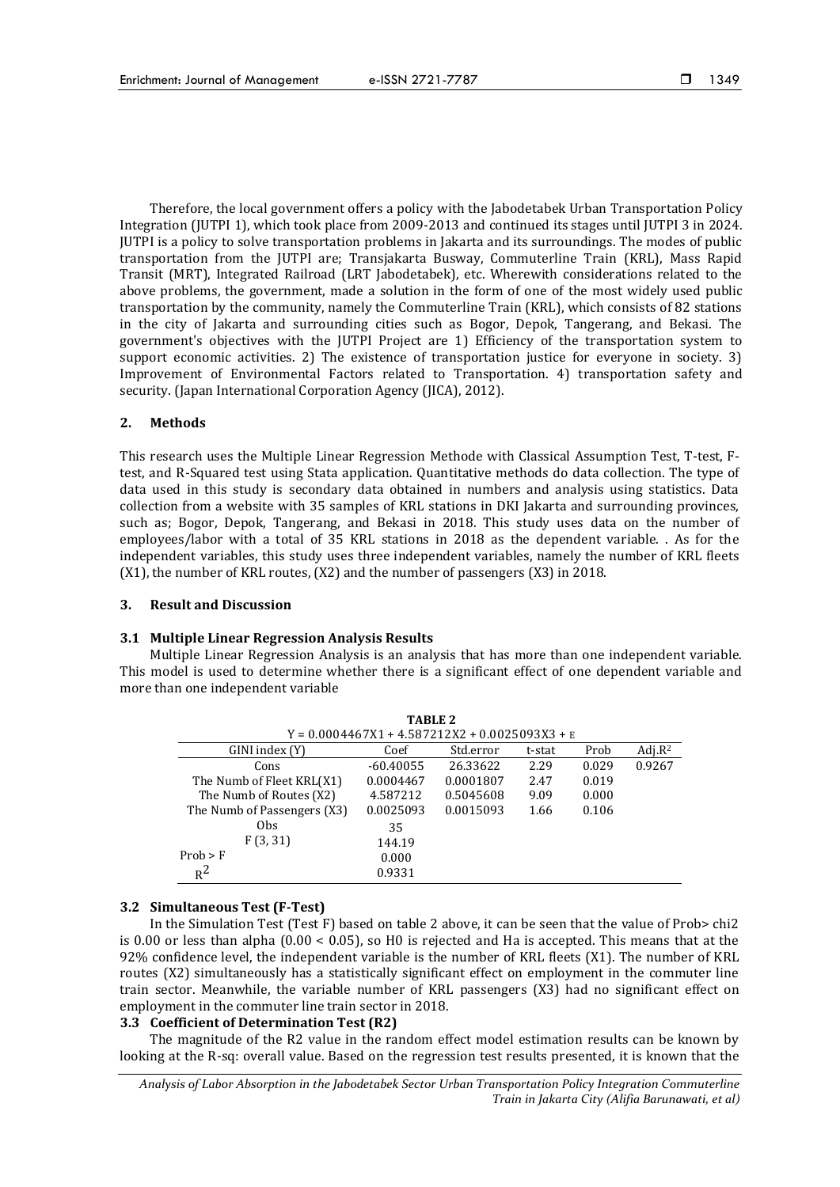Therefore, the local government offers a policy with the Jabodetabek Urban Transportation Policy Integration (JUTPI 1), which took place from 2009-2013 and continued its stages until JUTPI 3 in 2024. JUTPI is a policy to solve transportation problems in Jakarta and its surroundings. The modes of public transportation from the JUTPI are; Transjakarta Busway, Commuterline Train (KRL), Mass Rapid Transit (MRT), Integrated Railroad (LRT Jabodetabek), etc. Wherewith considerations related to the above problems, the government, made a solution in the form of one of the most widely used public transportation by the community, namely the Commuterline Train (KRL), which consists of 82 stations in the city of Jakarta and surrounding cities such as Bogor, Depok, Tangerang, and Bekasi. The government's objectives with the JUTPI Project are 1) Efficiency of the transportation system to support economic activities. 2) The existence of transportation justice for everyone in society. 3) Improvement of Environmental Factors related to Transportation. 4) transportation safety and security. (Japan International Corporation Agency (JICA), 2012).

## 2. Methods

This research uses the Multiple Linear Regression Methode with Classical Assumption Test, T-test, F-test, and R-Squared test using Stata application. Quantitative methods do data collection. The type of data used in this study is secondary data obtained in numbers and analysis using statistics. Data collection from a website with 35 samples of KRL stations in DKI Jakarta and surrounding provinces, such as; Bogor, Depok, Tangerang, and Bekasi in 2018. This study uses data on the number of employees/labor with a total of 35 KRL stations in 2018 as the dependent variable. . As for the independent variables, this study uses three independent variables, namely the number of KRL fleets (X1), the number of KRL routes, (X2) and the number of passengers (X3) in 2018.

## 3. Result and Discussion

### 3.1 Multiple Linear Regression Analysis Results

Multiple Linear Regression Analysis is an analysis that has more than one independent variable. This model is used to determine whether there is a significant effect of one dependent variable and more than one independent variable

**TABLE 2**

$Y = 0.0004467X1 + 4.587212X2 + 0.0025093X3 + \varepsilon$

| GINI index (Y) | Coef | Std.error | t-stat | Prob | Adj.$R^2$ |
|---|---|---|---|---|---|
| Cons | -60.40055 | 26.33622 | 2.29 | 0.029 | 0.9267 |
| The Numb of Fleet KRL(X1) | 0.0004467 | 0.0001807 | 2.47 | 0.019 | |
| The Numb of Routes (X2) | 4.587212 | 0.5045608 | 9.09 | 0.000 | |
| The Numb of Passengers (X3) | 0.0025093 | 0.0015093 | 1.66 | 0.106 | |
| Obs | 35 | | | | |
| F (3, 31) | 144.19 | | | | |
| Prob > F | 0.000 | | | | |
| $R^2$ | 0.9331 | | | | |

### 3.2 Simultaneous Test (F-Test)

In the Simulation Test (Test F) based on table 2 above, it can be seen that the value of Prob> chi2 is 0.00 or less than alpha (0.00 < 0.05), so H0 is rejected and Ha is accepted. This means that at the 92% confidence level, the independent variable is the number of KRL fleets (X1). The number of KRL routes (X2) simultaneously has a statistically significant effect on employment in the commuter line train sector. Meanwhile, the variable number of KRL passengers (X3) had no significant effect on employment in the commuter line train sector in 2018.

### 3.3 Coefficient of Determination Test (R2)

The magnitude of the R2 value in the random effect model estimation results can be known by looking at the R-sq: overall value. Based on the regression test results presented, it is known that the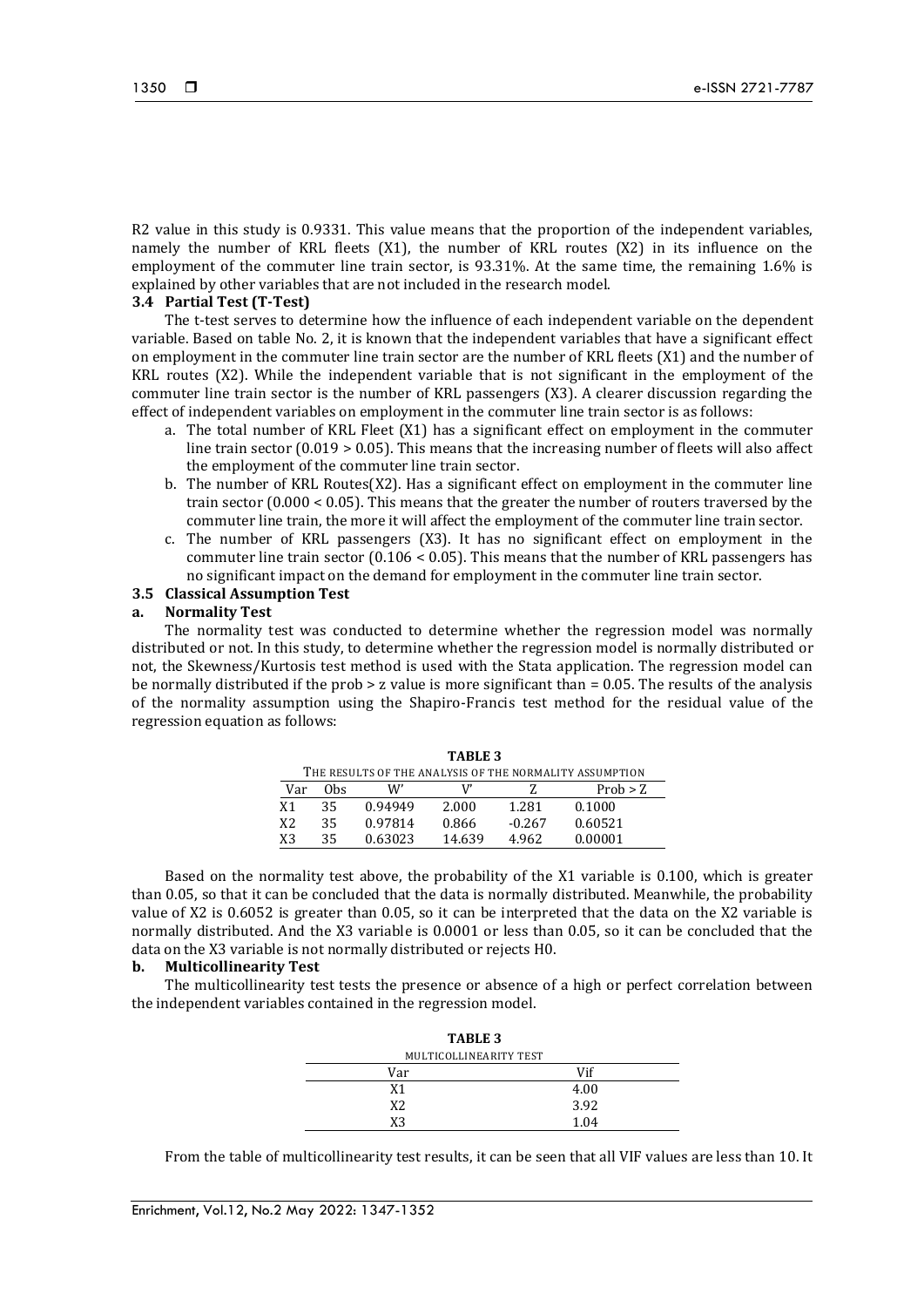R2 value in this study is 0.9331. This value means that the proportion of the independent variables, namely the number of KRL fleets (X1), the number of KRL routes (X2) in its influence on the employment of the commuter line train sector, is 93.31%. At the same time, the remaining 1.6% is explained by other variables that are not included in the research model.

### 3.4 Partial Test (T-Test)

The t-test serves to determine how the influence of each independent variable on the dependent variable. Based on table No. 2, it is known that the independent variables that have a significant effect on employment in the commuter line train sector are the number of KRL fleets (X1) and the number of KRL routes (X2). While the independent variable that is not significant in the employment of the commuter line train sector is the number of KRL passengers (X3). A clearer discussion regarding the effect of independent variables on employment in the commuter line train sector is as follows:

a. The total number of KRL Fleet (X1) has a significant effect on employment in the commuter line train sector (0.019 > 0.05). This means that the increasing number of fleets will also affect the employment of the commuter line train sector.
b. The number of KRL Routes(X2). Has a significant effect on employment in the commuter line train sector (0.000 < 0.05). This means that the greater the number of routers traversed by the commuter line train, the more it will affect the employment of the commuter line train sector.
c. The number of KRL passengers (X3). It has no significant effect on employment in the commuter line train sector (0.106 < 0.05). This means that the number of KRL passengers has no significant impact on the demand for employment in the commuter line train sector.

### 3.5 Classical Assumption Test

#### a. Normality Test

The normality test was conducted to determine whether the regression model was normally distributed or not. In this study, to determine whether the regression model is normally distributed or not, the Skewness/Kurtosis test method is used with the Stata application. The regression model can be normally distributed if the prob > z value is more significant than = 0.05. The results of the analysis of the normality assumption using the Shapiro-Francis test method for the residual value of the regression equation as follows:

**TABLE 3**
THE RESULTS OF THE ANALYSIS OF THE NORMALITY ASSUMPTION

| Var | Obs | W' | V' | Z | Prob > Z |
|---|---|---|---|---|---|
| X1 | 35 | 0.94949 | 2.000 | 1.281 | 0.1000 |
| X2 | 35 | 0.97814 | 0.866 | -0.267 | 0.60521 |
| X3 | 35 | 0.63023 | 14.639 | 4.962 | 0.00001 |

Based on the normality test above, the probability of the X1 variable is 0.100, which is greater than 0.05, so that it can be concluded that the data is normally distributed. Meanwhile, the probability value of X2 is 0.6052 is greater than 0.05, so it can be interpreted that the data on the X2 variable is normally distributed. And the X3 variable is 0.0001 or less than 0.05, so it can be concluded that the data on the X3 variable is not normally distributed or rejects H0.

#### b. Multicollinearity Test

The multicollinearity test tests the presence or absence of a high or perfect correlation between the independent variables contained in the regression model.

**TABLE 3**
MULTICOLLINEARITY TEST

| Var | Vif |
|---|---|
| X1 | 4.00 |
| X2 | 3.92 |
| X3 | 1.04 |

From the table of multicollinearity test results, it can be seen that all VIF values are less than 10. It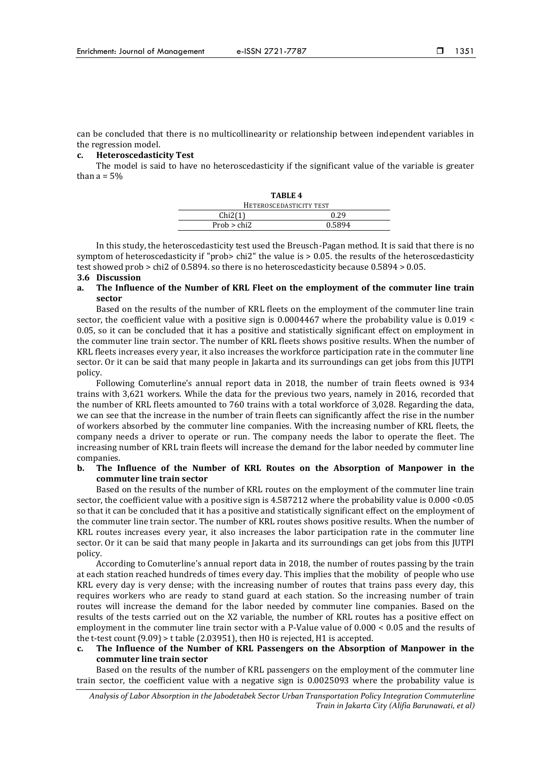can be concluded that there is no multicollinearity or relationship between independent variables in the regression model.

**c. Heteroscedasticity Test**

The model is said to have no heteroscedasticity if the significant value of the variable is greater than a = 5%

**TABLE 4**
HETEROSCEDASTICITY TEST

| | |
|---|---|
| Chi2(1) | 0.29 |
| Prob > chi2 | 0.5894 |

In this study, the heteroscedasticity test used the Breusch-Pagan method. It is said that there is no symptom of heteroscedasticity if "prob> chi2" the value is > 0.05. the results of the heteroscedasticity test showed prob > chi2 of 0.5894. so there is no heteroscedasticity because 0.5894 > 0.05.

### 3.6 Discussion

**a. The Influence of the Number of KRL Fleet on the employment of the commuter line train sector**

Based on the results of the number of KRL fleets on the employment of the commuter line train sector, the coefficient value with a positive sign is 0.0004467 where the probability value is 0.019 < 0.05, so it can be concluded that it has a positive and statistically significant effect on employment in the commuter line train sector. The number of KRL fleets shows positive results. When the number of KRL fleets increases every year, it also increases the workforce participation rate in the commuter line sector. Or it can be said that many people in Jakarta and its surroundings can get jobs from this JUTPI policy.

Following Comuterline's annual report data in 2018, the number of train fleets owned is 934 trains with 3,621 workers. While the data for the previous two years, namely in 2016, recorded that the number of KRL fleets amounted to 760 trains with a total workforce of 3,028. Regarding the data, we can see that the increase in the number of train fleets can significantly affect the rise in the number of workers absorbed by the commuter line companies. With the increasing number of KRL fleets, the company needs a driver to operate or run. The company needs the labor to operate the fleet. The increasing number of KRL train fleets will increase the demand for the labor needed by commuter line companies.

**b. The Influence of the Number of KRL Routes on the Absorption of Manpower in the commuter line train sector**

Based on the results of the number of KRL routes on the employment of the commuter line train sector, the coefficient value with a positive sign is 4.587212 where the probability value is 0.000 <0.05 so that it can be concluded that it has a positive and statistically significant effect on the employment of the commuter line train sector. The number of KRL routes shows positive results. When the number of KRL routes increases every year, it also increases the labor participation rate in the commuter line sector. Or it can be said that many people in Jakarta and its surroundings can get jobs from this JUTPI policy.

According to Comuterline's annual report data in 2018, the number of routes passing by the train at each station reached hundreds of times every day. This implies that the mobility of people who use KRL every day is very dense; with the increasing number of routes that trains pass every day, this requires workers who are ready to stand guard at each station. So the increasing number of train routes will increase the demand for the labor needed by commuter line companies. Based on the results of the tests carried out on the X2 variable, the number of KRL routes has a positive effect on employment in the commuter line train sector with a P-Value value of 0.000 < 0.05 and the results of the t-test count (9.09) > t table (2.03951), then H0 is rejected, H1 is accepted.

**c. The Influence of the Number of KRL Passengers on the Absorption of Manpower in the commuter line train sector**

Based on the results of the number of KRL passengers on the employment of the commuter line train sector, the coefficient value with a negative sign is 0.0025093 where the probability value is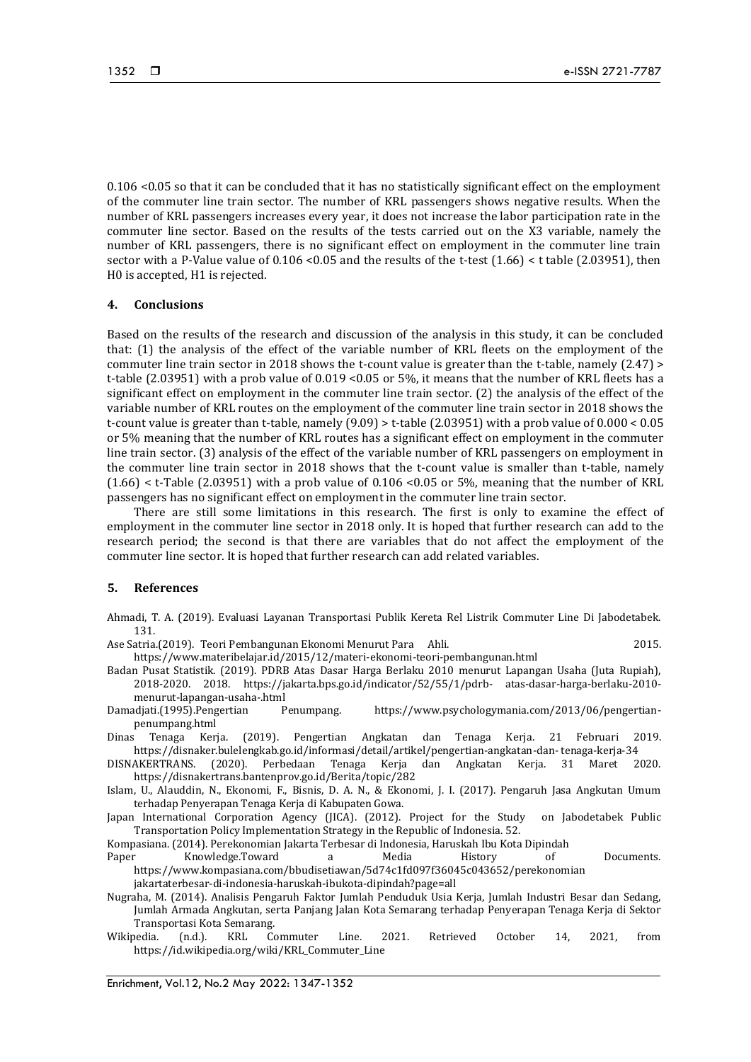0.106 <0.05 so that it can be concluded that it has no statistically significant effect on the employment of the commuter line train sector. The number of KRL passengers shows negative results. When the number of KRL passengers increases every year, it does not increase the labor participation rate in the commuter line sector. Based on the results of the tests carried out on the X3 variable, namely the number of KRL passengers, there is no significant effect on employment in the commuter line train sector with a P-Value value of 0.106 <0.05 and the results of the t-test (1.66) < t table (2.03951), then H0 is accepted, H1 is rejected.

## 4. Conclusions

Based on the results of the research and discussion of the analysis in this study, it can be concluded that: (1) the analysis of the effect of the variable number of KRL fleets on the employment of the commuter line train sector in 2018 shows the t-count value is greater than the t-table, namely (2.47) > t-table (2.03951) with a prob value of 0.019 <0.05 or 5%, it means that the number of KRL fleets has a significant effect on employment in the commuter line train sector. (2) the analysis of the effect of the variable number of KRL routes on the employment of the commuter line train sector in 2018 shows the t-count value is greater than t-table, namely (9.09) > t-table (2.03951) with a prob value of 0.000 < 0.05 or 5% meaning that the number of KRL routes has a significant effect on employment in the commuter line train sector. (3) analysis of the effect of the variable number of KRL passengers on employment in the commuter line train sector in 2018 shows that the t-count value is smaller than t-table, namely (1.66) < t-Table (2.03951) with a prob value of 0.106 <0.05 or 5%, meaning that the number of KRL passengers has no significant effect on employment in the commuter line train sector.

There are still some limitations in this research. The first is only to examine the effect of employment in the commuter line sector in 2018 only. It is hoped that further research can add to the research period; the second is that there are variables that do not affect the employment of the commuter line sector. It is hoped that further research can add related variables.

## 5. References

Ahmadi, T. A. (2019). Evaluasi Layanan Transportasi Publik Kereta Rel Listrik Commuter Line Di Jabodetabek. 131.

Ase Satria.(2019). Teori Pembangunan Ekonomi Menurut Para Ahli. 2015. https://www.materibelajar.id/2015/12/materi-ekonomi-teori-pembangunan.html

Badan Pusat Statistik. (2019). PDRB Atas Dasar Harga Berlaku 2010 menurut Lapangan Usaha (Juta Rupiah), 2018-2020. 2018. https://jakarta.bps.go.id/indicator/52/55/1/pdrb- atas-dasar-harga-berlaku-2010-menurut-lapangan-usaha-.html

Damadjati.(1995).Pengertian Penumpang. https://www.psychologymania.com/2013/06/pengertian-penumpang.html

Dinas Tenaga Kerja. (2019). Pengertian Angkatan dan Tenaga Kerja. 21 Februari 2019. https://disnaker.bulelengkab.go.id/informasi/detail/artikel/pengertian-angkatan-dan- tenaga-kerja-34

DISNAKERTRANS. (2020). Perbedaan Tenaga Kerja dan Angkatan Kerja. 31 Maret 2020. https://disnakertrans.bantenprov.go.id/Berita/topic/282

Islam, U., Alauddin, N., Ekonomi, F., Bisnis, D. A. N., & Ekonomi, J. I. (2017). Pengaruh Jasa Angkutan Umum terhadap Penyerapan Tenaga Kerja di Kabupaten Gowa.

Japan International Corporation Agency (JICA). (2012). Project for the Study on Jabodetabek Public Transportation Policy Implementation Strategy in the Republic of Indonesia. 52.

Kompasiana. (2014). Perekonomian Jakarta Terbesar di Indonesia, Haruskah Ibu Kota Dipindah

Paper Knowledge.Toward a Media History of Documents. https://www.kompasiana.com/bbudisetiawan/5d74c1fd097f36045c043652/perekonomian jakartaterbesar-di-indonesia-haruskah-ibukota-dipindah?page=all

Nugraha, M. (2014). Analisis Pengaruh Faktor Jumlah Penduduk Usia Kerja, Jumlah Industri Besar dan Sedang, Jumlah Armada Angkutan, serta Panjang Jalan Kota Semarang terhadap Penyerapan Tenaga Kerja di Sektor Transportasi Kota Semarang.

Wikipedia. (n.d.). KRL Commuter Line. 2021. Retrieved October 14, 2021, from https://id.wikipedia.org/wiki/KRL_Commuter_Line